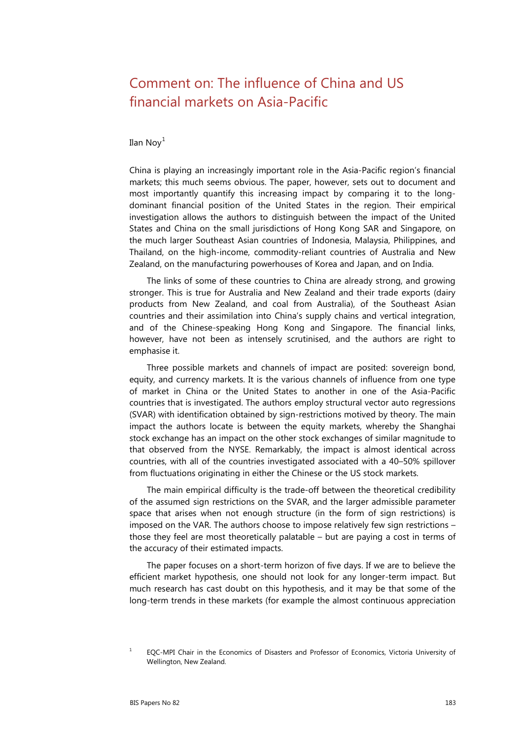# Comment on: The influence of China and US financial markets on Asia-Pacific

Ilan Noy[1]

China is playing an increasingly important role in the Asia-Pacific region's financial markets; this much seems obvious. The paper, however, sets out to document and most importantly quantify this increasing impact by comparing it to the long-dominant financial position of the United States in the region. Their empirical investigation allows the authors to distinguish between the impact of the United States and China on the small jurisdictions of Hong Kong SAR and Singapore, on the much larger Southeast Asian countries of Indonesia, Malaysia, Philippines, and Thailand, on the high-income, commodity-reliant countries of Australia and New Zealand, on the manufacturing powerhouses of Korea and Japan, and on India.

The links of some of these countries to China are already strong, and growing stronger. This is true for Australia and New Zealand and their trade exports (dairy products from New Zealand, and coal from Australia), of the Southeast Asian countries and their assimilation into China's supply chains and vertical integration, and of the Chinese-speaking Hong Kong and Singapore. The financial links, however, have not been as intensely scrutinised, and the authors are right to emphasise it.

Three possible markets and channels of impact are posited: sovereign bond, equity, and currency markets. It is the various channels of influence from one type of market in China or the United States to another in one of the Asia-Pacific countries that is investigated. The authors employ structural vector auto regressions (SVAR) with identification obtained by sign-restrictions motived by theory. The main impact the authors locate is between the equity markets, whereby the Shanghai stock exchange has an impact on the other stock exchanges of similar magnitude to that observed from the NYSE. Remarkably, the impact is almost identical across countries, with all of the countries investigated associated with a 40–50% spillover from fluctuations originating in either the Chinese or the US stock markets.

The main empirical difficulty is the trade-off between the theoretical credibility of the assumed sign restrictions on the SVAR, and the larger admissible parameter space that arises when not enough structure (in the form of sign restrictions) is imposed on the VAR. The authors choose to impose relatively few sign restrictions – those they feel are most theoretically palatable – but are paying a cost in terms of the accuracy of their estimated impacts.

The paper focuses on a short-term horizon of five days. If we are to believe the efficient market hypothesis, one should not look for any longer-term impact. But much research has cast doubt on this hypothesis, and it may be that some of the long-term trends in these markets (for example the almost continuous appreciation

[1] EQC-MPI Chair in the Economics of Disasters and Professor of Economics, Victoria University of Wellington, New Zealand.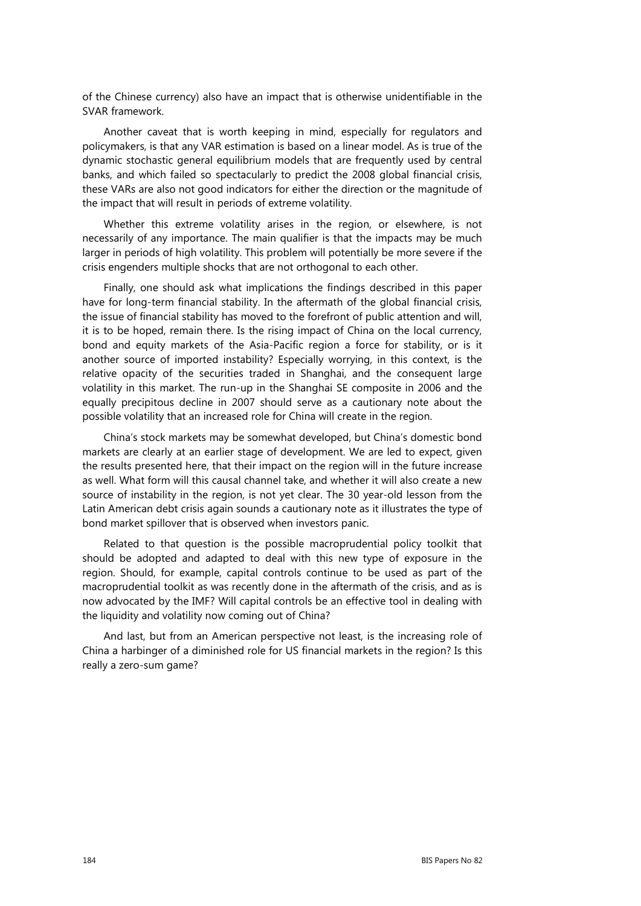of the Chinese currency) also have an impact that is otherwise unidentifiable in the SVAR framework.

Another caveat that is worth keeping in mind, especially for regulators and policymakers, is that any VAR estimation is based on a linear model. As is true of the dynamic stochastic general equilibrium models that are frequently used by central banks, and which failed so spectacularly to predict the 2008 global financial crisis, these VARs are also not good indicators for either the direction or the magnitude of the impact that will result in periods of extreme volatility.

Whether this extreme volatility arises in the region, or elsewhere, is not necessarily of any importance. The main qualifier is that the impacts may be much larger in periods of high volatility. This problem will potentially be more severe if the crisis engenders multiple shocks that are not orthogonal to each other.

Finally, one should ask what implications the findings described in this paper have for long-term financial stability. In the aftermath of the global financial crisis, the issue of financial stability has moved to the forefront of public attention and will, it is to be hoped, remain there. Is the rising impact of China on the local currency, bond and equity markets of the Asia-Pacific region a force for stability, or is it another source of imported instability? Especially worrying, in this context, is the relative opacity of the securities traded in Shanghai, and the consequent large volatility in this market. The run-up in the Shanghai SE composite in 2006 and the equally precipitous decline in 2007 should serve as a cautionary note about the possible volatility that an increased role for China will create in the region.

China's stock markets may be somewhat developed, but China's domestic bond markets are clearly at an earlier stage of development. We are led to expect, given the results presented here, that their impact on the region will in the future increase as well. What form will this causal channel take, and whether it will also create a new source of instability in the region, is not yet clear. The 30 year-old lesson from the Latin American debt crisis again sounds a cautionary note as it illustrates the type of bond market spillover that is observed when investors panic.

Related to that question is the possible macroprudential policy toolkit that should be adopted and adapted to deal with this new type of exposure in the region. Should, for example, capital controls continue to be used as part of the macroprudential toolkit as was recently done in the aftermath of the crisis, and as is now advocated by the IMF? Will capital controls be an effective tool in dealing with the liquidity and volatility now coming out of China?

And last, but from an American perspective not least, is the increasing role of China a harbinger of a diminished role for US financial markets in the region? Is this really a zero-sum game?